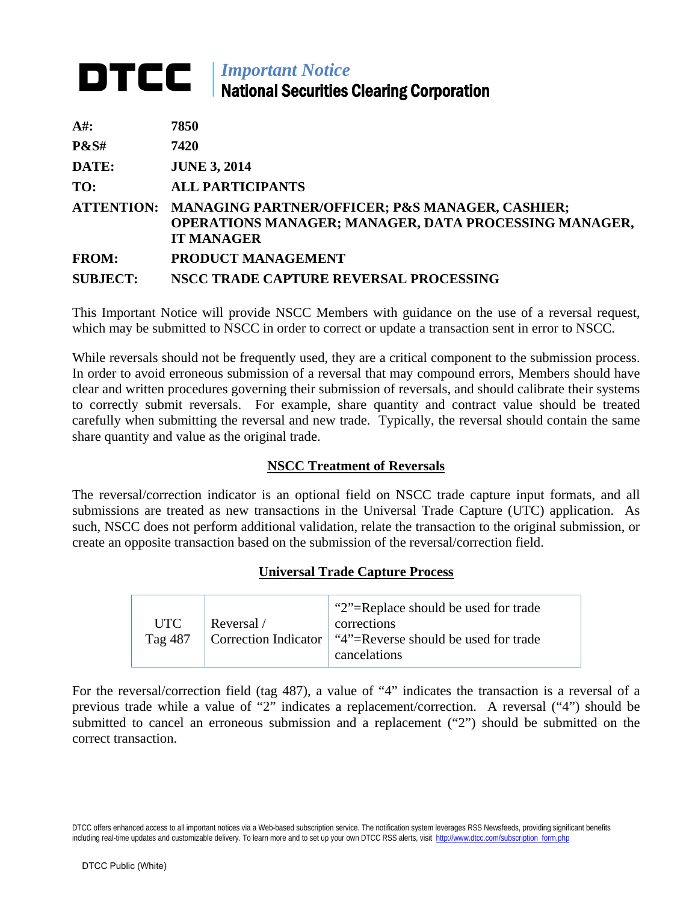# DTCC | *Important Notice*
## National Securities Clearing Corporation

| | |
|---|---|
| **A#:** | **7850** |
| **P&S#** | **7420** |
| **DATE:** | **JUNE 3, 2014** |
| **TO:** | **ALL PARTICIPANTS** |
| **ATTENTION:** | **MANAGING PARTNER/OFFICER; P&S MANAGER, CASHIER; OPERATIONS MANAGER; MANAGER, DATA PROCESSING MANAGER, IT MANAGER** |
| **FROM:** | **PRODUCT MANAGEMENT** |
| **SUBJECT:** | **NSCC TRADE CAPTURE REVERSAL PROCESSING** |

This Important Notice will provide NSCC Members with guidance on the use of a reversal request, which may be submitted to NSCC in order to correct or update a transaction sent in error to NSCC.

While reversals should not be frequently used, they are a critical component to the submission process. In order to avoid erroneous submission of a reversal that may compound errors, Members should have clear and written procedures governing their submission of reversals, and should calibrate their systems to correctly submit reversals. For example, share quantity and contract value should be treated carefully when submitting the reversal and new trade. Typically, the reversal should contain the same share quantity and value as the original trade.

## NSCC Treatment of Reversals

The reversal/correction indicator is an optional field on NSCC trade capture input formats, and all submissions are treated as new transactions in the Universal Trade Capture (UTC) application. As such, NSCC does not perform additional validation, relate the transaction to the original submission, or create an opposite transaction based on the submission of the reversal/correction field.

## Universal Trade Capture Process

| | | |
|---|---|---|
| UTC Tag 487 | Reversal / Correction Indicator | "2"=Replace should be used for trade corrections<br>"4"=Reverse should be used for trade cancelations |

For the reversal/correction field (tag 487), a value of "4" indicates the transaction is a reversal of a previous trade while a value of "2" indicates a replacement/correction. A reversal ("4") should be submitted to cancel an erroneous submission and a replacement ("2") should be submitted on the correct transaction.

DTCC offers enhanced access to all important notices via a Web-based subscription service. The notification system leverages RSS Newsfeeds, providing significant benefits including real-time updates and customizable delivery. To learn more and to set up your own DTCC RSS alerts, visit http://www.dtcc.com/subscription_form.php

DTCC Public (White)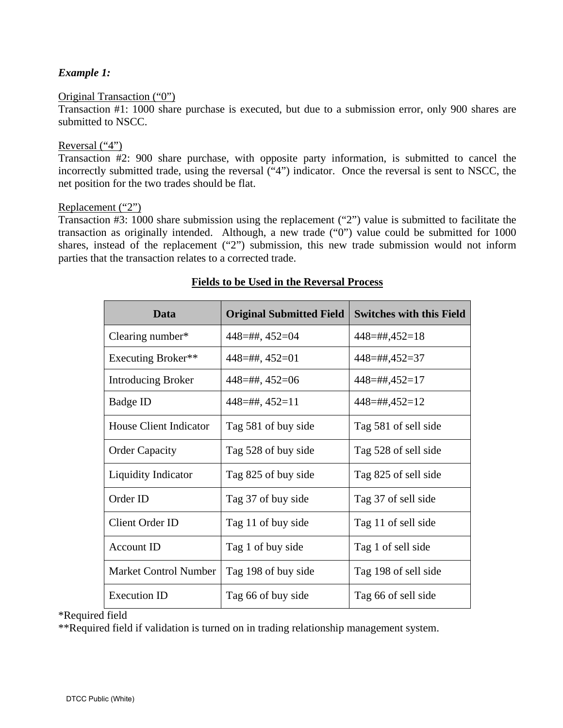***Example 1:***

<u>Original Transaction (“0”)</u>
Transaction #1: 1000 share purchase is executed, but due to a submission error, only 900 shares are submitted to NSCC.

<u>Reversal (“4”)</u>
Transaction #2: 900 share purchase, with opposite party information, is submitted to cancel the incorrectly submitted trade, using the reversal (“4”) indicator. Once the reversal is sent to NSCC, the net position for the two trades should be flat.

<u>Replacement (“2”)</u>
Transaction #3: 1000 share submission using the replacement (“2”) value is submitted to facilitate the transaction as originally intended. Although, a new trade (“0”) value could be submitted for 1000 shares, instead of the replacement (“2”) submission, this new trade submission would not inform parties that the transaction relates to a corrected trade.

**<u>Fields to be Used in the Reversal Process</u>**

| Data | Original Submitted Field | Switches with this Field |
|---|---|---|
| Clearing number* | 448=##, 452=04 | 448=##,452=18 |
| Executing Broker** | 448=##, 452=01 | 448=##,452=37 |
| Introducing Broker | 448=##, 452=06 | 448=##,452=17 |
| Badge ID | 448=##, 452=11 | 448=##,452=12 |
| House Client Indicator | Tag 581 of buy side | Tag 581 of sell side |
| Order Capacity | Tag 528 of buy side | Tag 528 of sell side |
| Liquidity Indicator | Tag 825 of buy side | Tag 825 of sell side |
| Order ID | Tag 37 of buy side | Tag 37 of sell side |
| Client Order ID | Tag 11 of buy side | Tag 11 of sell side |
| Account ID | Tag 1 of buy side | Tag 1 of sell side |
| Market Control Number | Tag 198 of buy side | Tag 198 of sell side |
| Execution ID | Tag 66 of buy side | Tag 66 of sell side |

*Required field
**Required field if validation is turned on in trading relationship management system.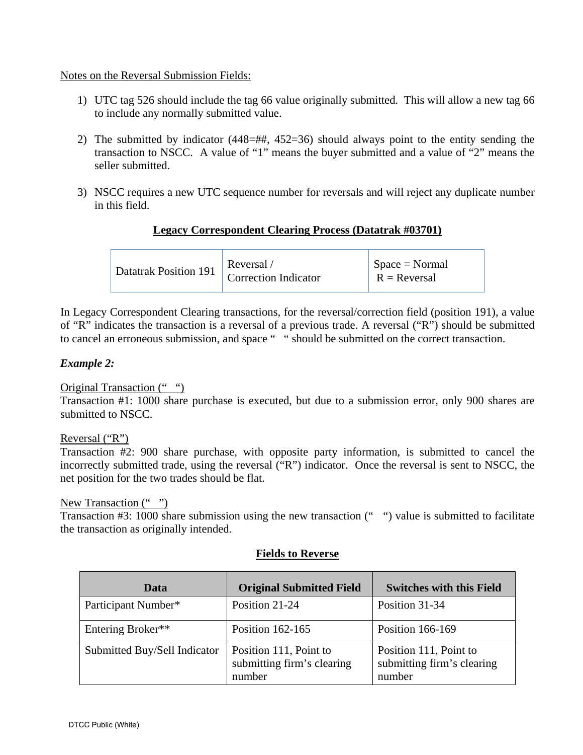Notes on the Reversal Submission Fields:

1) UTC tag 526 should include the tag 66 value originally submitted. This will allow a new tag 66 to include any normally submitted value.

2) The submitted by indicator (448=##, 452=36) should always point to the entity sending the transaction to NSCC. A value of "1" means the buyer submitted and a value of "2" means the seller submitted.

3) NSCC requires a new UTC sequence number for reversals and will reject any duplicate number in this field.

## Legacy Correspondent Clearing Process (Datatrak #03701)

| Datatrak Position 191 | Reversal / Correction Indicator | Space = Normal<br>R = Reversal |
|---|---|---|

In Legacy Correspondent Clearing transactions, for the reversal/correction field (position 191), a value of "R" indicates the transaction is a reversal of a previous trade. A reversal ("R") should be submitted to cancel an erroneous submission, and space "  " should be submitted on the correct transaction.

***Example 2:***

Original Transaction ("  ")
Transaction #1: 1000 share purchase is executed, but due to a submission error, only 900 shares are submitted to NSCC.

Reversal ("R")
Transaction #2: 900 share purchase, with opposite party information, is submitted to cancel the incorrectly submitted trade, using the reversal ("R") indicator. Once the reversal is sent to NSCC, the net position for the two trades should be flat.

New Transaction ("  ")
Transaction #3: 1000 share submission using the new transaction ("  ") value is submitted to facilitate the transaction as originally intended.

**Fields to Reverse**

| Data | Original Submitted Field | Switches with this Field |
|---|---|---|
| Participant Number* | Position 21-24 | Position 31-34 |
| Entering Broker** | Position 162-165 | Position 166-169 |
| Submitted Buy/Sell Indicator | Position 111, Point to submitting firm's clearing number | Position 111, Point to submitting firm's clearing number |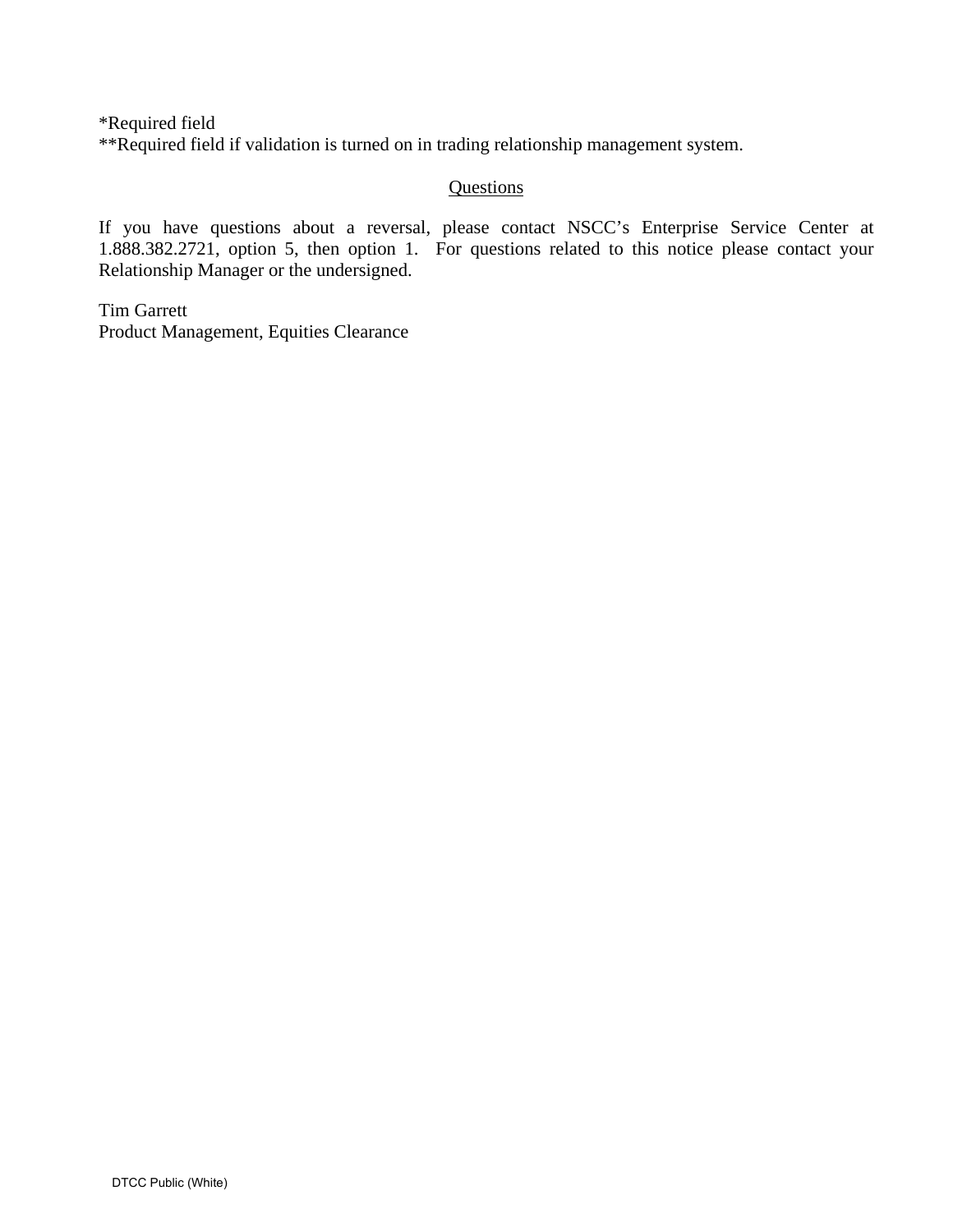*Required field
**Required field if validation is turned on in trading relationship management system.

## Questions

If you have questions about a reversal, please contact NSCC's Enterprise Service Center at 1.888.382.2721, option 5, then option 1. For questions related to this notice please contact your Relationship Manager or the undersigned.

Tim Garrett
Product Management, Equities Clearance

DTCC Public (White)